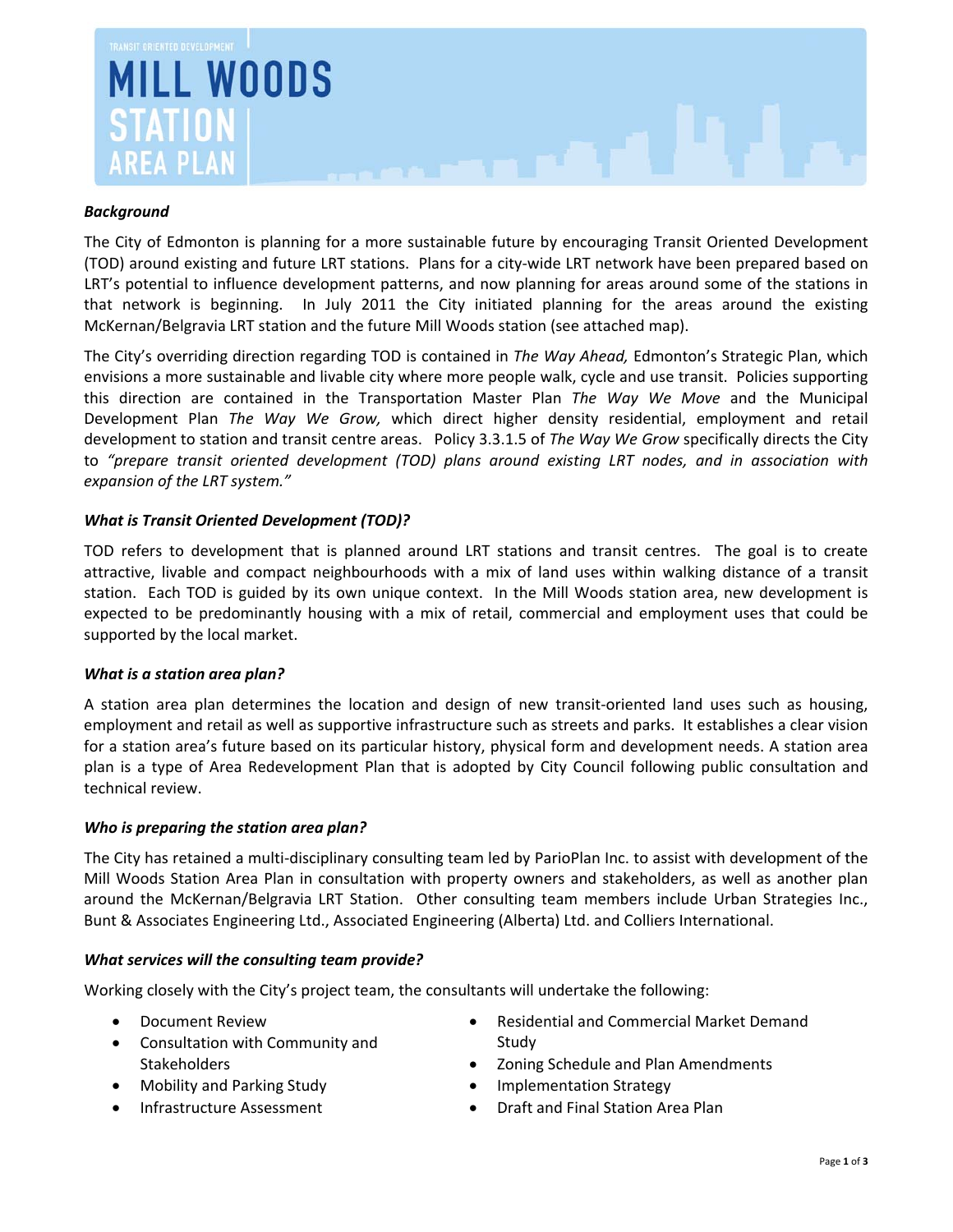TRANSIT ORIENTED DEVELOPMENT

# MILL WOODS STATION AREA PLAN

### *Background*

The City of Edmonton is planning for a more sustainable future by encouraging Transit Oriented Development (TOD) around existing and future LRT stations. Plans for a city-wide LRT network have been prepared based on LRT's potential to influence development patterns, and now planning for areas around some of the stations in that network is beginning. In July 2011 the City initiated planning for the areas around the existing McKernan/Belgravia LRT station and the future Mill Woods station (see attached map).

The City's overriding direction regarding TOD is contained in *The Way Ahead,* Edmonton's Strategic Plan, which envisions a more sustainable and livable city where more people walk, cycle and use transit. Policies supporting this direction are contained in the Transportation Master Plan *The Way We Move* and the Municipal Development Plan *The Way We Grow,* which direct higher density residential, employment and retail development to station and transit centre areas. Policy 3.3.1.5 of *The Way We Grow* specifically directs the City to *"prepare transit oriented development (TOD) plans around existing LRT nodes, and in association with expansion of the LRT system."*

### *What is Transit Oriented Development (TOD)?*

TOD refers to development that is planned around LRT stations and transit centres. The goal is to create attractive, livable and compact neighbourhoods with a mix of land uses within walking distance of a transit station. Each TOD is guided by its own unique context. In the Mill Woods station area, new development is expected to be predominantly housing with a mix of retail, commercial and employment uses that could be supported by the local market.

### *What is a station area plan?*

A station area plan determines the location and design of new transit-oriented land uses such as housing, employment and retail as well as supportive infrastructure such as streets and parks. It establishes a clear vision for a station area's future based on its particular history, physical form and development needs. A station area plan is a type of Area Redevelopment Plan that is adopted by City Council following public consultation and technical review.

### *Who is preparing the station area plan?*

The City has retained a multi-disciplinary consulting team led by ParioPlan Inc. to assist with development of the Mill Woods Station Area Plan in consultation with property owners and stakeholders, as well as another plan around the McKernan/Belgravia LRT Station. Other consulting team members include Urban Strategies Inc., Bunt & Associates Engineering Ltd., Associated Engineering (Alberta) Ltd. and Colliers International.

### *What services will the consulting team provide?*

Working closely with the City's project team, the consultants will undertake the following:

- Document Review
- Consultation with Community and Stakeholders
- Mobility and Parking Study
- Infrastructure Assessment
- Residential and Commercial Market Demand Study
- Zoning Schedule and Plan Amendments
- Implementation Strategy
- Draft and Final Station Area Plan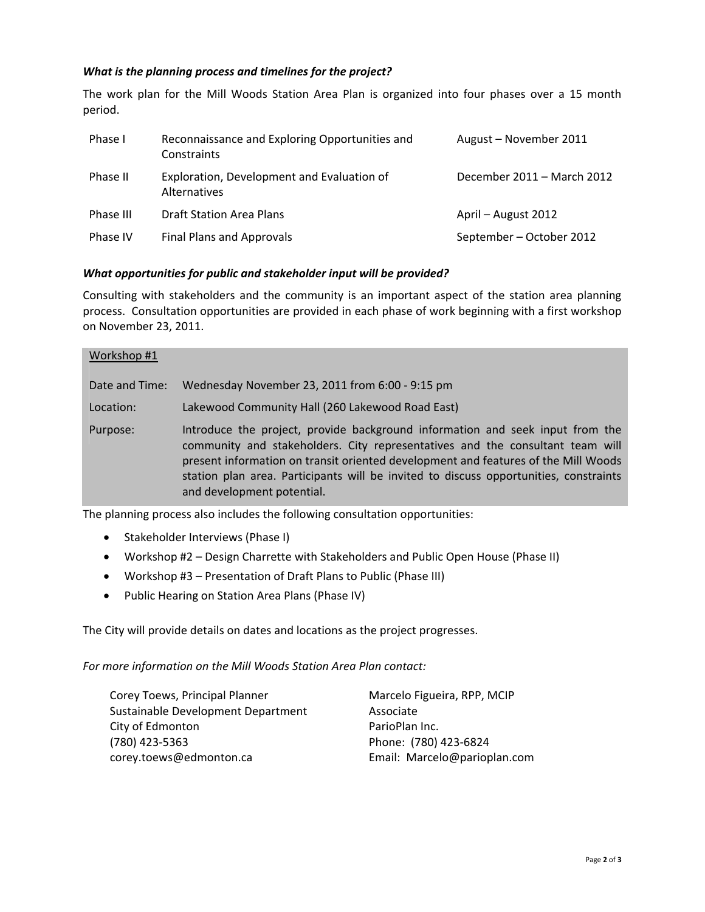***What is the planning process and timelines for the project?***

The work plan for the Mill Woods Station Area Plan is organized into four phases over a 15 month period.

| | | |
|---|---|---|
| Phase I | Reconnaissance and Exploring Opportunities and Constraints | August – November 2011 |
| Phase II | Exploration, Development and Evaluation of Alternatives | December 2011 – March 2012 |
| Phase III | Draft Station Area Plans | April – August 2012 |
| Phase IV | Final Plans and Approvals | September – October 2012 |

***What opportunities for public and stakeholder input will be provided?***

Consulting with stakeholders and the community is an important aspect of the station area planning process. Consultation opportunities are provided in each phase of work beginning with a first workshop on November 23, 2011.

| Workshop #1 | |
|---|---|
| Date and Time: | Wednesday November 23, 2011 from 6:00 - 9:15 pm |
| Location: | Lakewood Community Hall (260 Lakewood Road East) |
| Purpose: | Introduce the project, provide background information and seek input from the community and stakeholders. City representatives and the consultant team will present information on transit oriented development and features of the Mill Woods station plan area. Participants will be invited to discuss opportunities, constraints and development potential. |

The planning process also includes the following consultation opportunities:

- Stakeholder Interviews (Phase I)
- Workshop #2 – Design Charrette with Stakeholders and Public Open House (Phase II)
- Workshop #3 – Presentation of Draft Plans to Public (Phase III)
- Public Hearing on Station Area Plans (Phase IV)

The City will provide details on dates and locations as the project progresses.

*For more information on the Mill Woods Station Area Plan contact:*

Corey Toews, Principal Planner
Sustainable Development Department
City of Edmonton
(780) 423-5363
corey.toews@edmonton.ca

Marcelo Figueira, RPP, MCIP
Associate
ParioPlan Inc.
Phone: (780) 423-6824
Email: Marcelo@parioplan.com